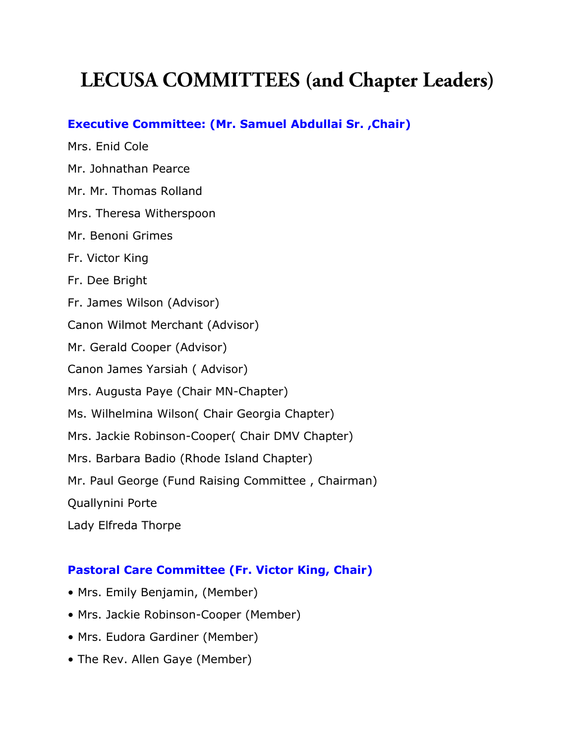# LECUSA COMMITTEES (and Chapter Leaders)

### Executive Committee: (Mr. Samuel Abdullai Sr. ,Chair)

Mrs. Enid Cole

Mr. Johnathan Pearce

Mr. Mr. Thomas Rolland

Mrs. Theresa Witherspoon

Mr. Benoni Grimes

Fr. Victor King

Fr. Dee Bright

Fr. James Wilson (Advisor)

Canon Wilmot Merchant (Advisor)

Mr. Gerald Cooper (Advisor)

Canon James Yarsiah ( Advisor)

Mrs. Augusta Paye (Chair MN-Chapter)

Ms. Wilhelmina Wilson( Chair Georgia Chapter)

Mrs. Jackie Robinson-Cooper( Chair DMV Chapter)

Mrs. Barbara Badio (Rhode Island Chapter)

Mr. Paul George (Fund Raising Committee , Chairman)

Quallynini Porte

Lady Elfreda Thorpe

### Pastoral Care Committee (Fr. Victor King, Chair)

- Mrs. Emily Benjamin, (Member)
- Mrs. Jackie Robinson-Cooper (Member)
- Mrs. Eudora Gardiner (Member)
- The Rev. Allen Gaye (Member)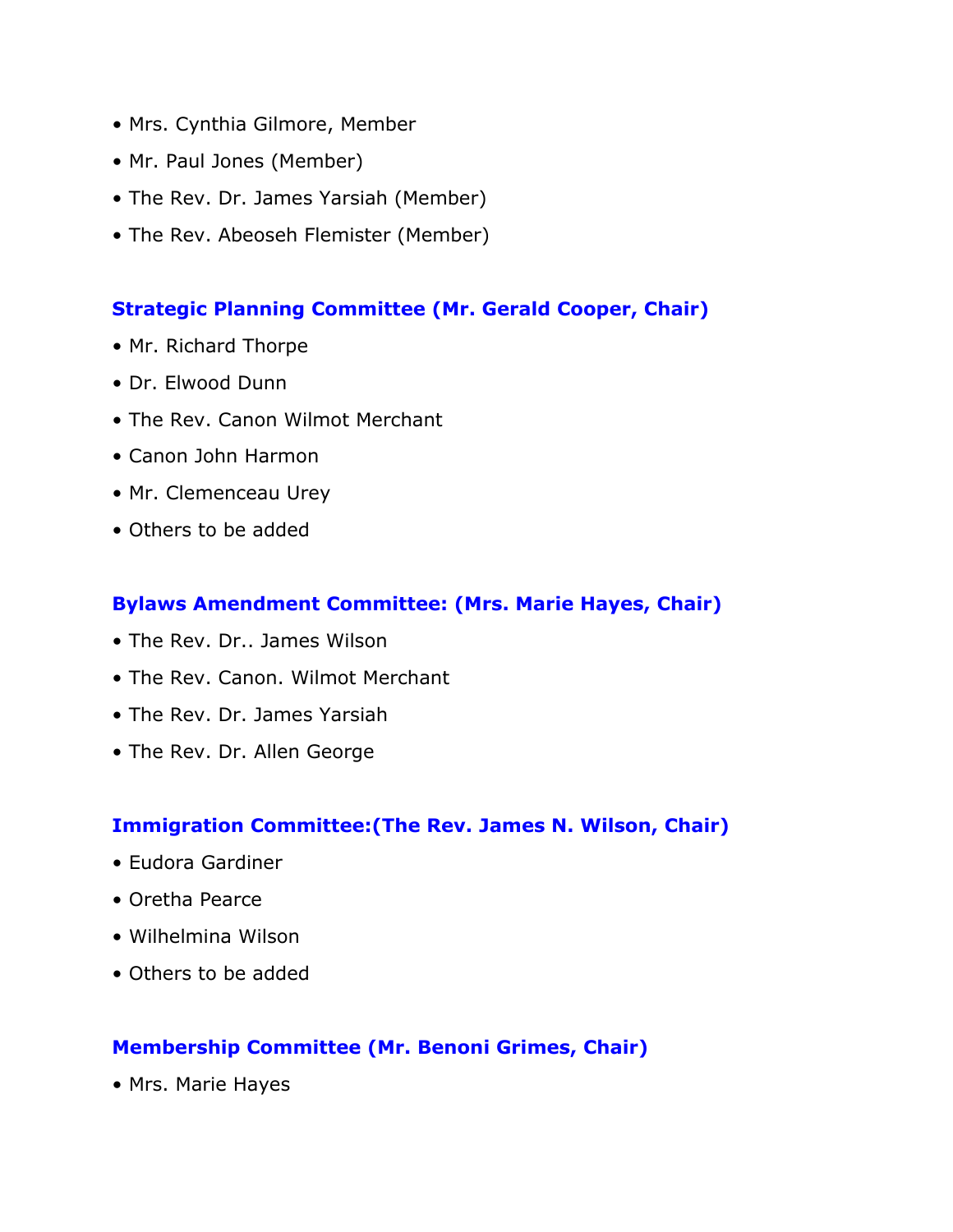- Mrs. Cynthia Gilmore, Member
- Mr. Paul Jones (Member)
- The Rev. Dr. James Yarsiah (Member)
- The Rev. Abeoseh Flemister (Member)

### Strategic Planning Committee (Mr. Gerald Cooper, Chair)

- Mr. Richard Thorpe
- Dr. Elwood Dunn
- The Rev. Canon Wilmot Merchant
- Canon John Harmon
- Mr. Clemenceau Urey
- Others to be added

### Bylaws Amendment Committee: (Mrs. Marie Hayes, Chair)

- The Rev. Dr.. James Wilson
- The Rev. Canon. Wilmot Merchant
- The Rev. Dr. James Yarsiah
- The Rev. Dr. Allen George

### Immigration Committee:(The Rev. James N. Wilson, Chair)

- Eudora Gardiner
- Oretha Pearce
- Wilhelmina Wilson
- Others to be added

### Membership Committee (Mr. Benoni Grimes, Chair)

- Mrs. Marie Hayes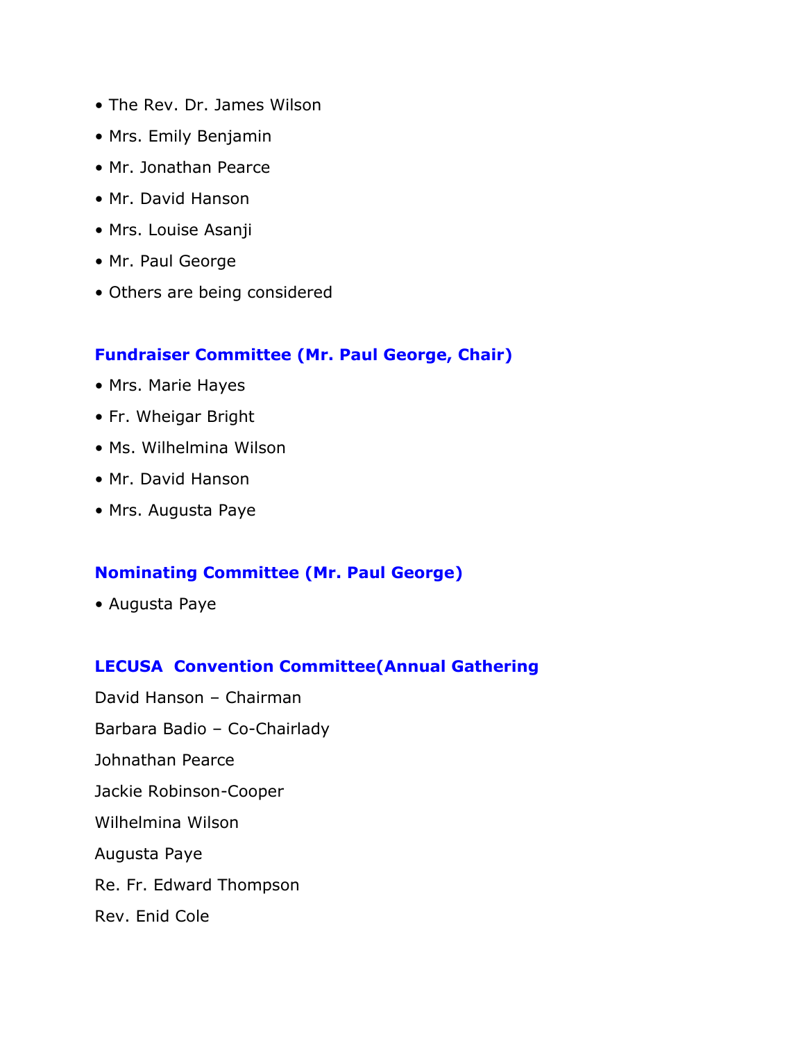- The Rev. Dr. James Wilson
- Mrs. Emily Benjamin
- Mr. Jonathan Pearce
- Mr. David Hanson
- Mrs. Louise Asanji
- Mr. Paul George
- Others are being considered

### Fundraiser Committee (Mr. Paul George, Chair)

- Mrs. Marie Hayes
- Fr. Wheigar Bright
- Ms. Wilhelmina Wilson
- Mr. David Hanson
- Mrs. Augusta Paye

### Nominating Committee (Mr. Paul George)

- Augusta Paye

### LECUSA Convention Committee(Annual Gathering

David Hanson – Chairman

Barbara Badio – Co-Chairlady

Johnathan Pearce

Jackie Robinson-Cooper

Wilhelmina Wilson

Augusta Paye

Re. Fr. Edward Thompson

Rev. Enid Cole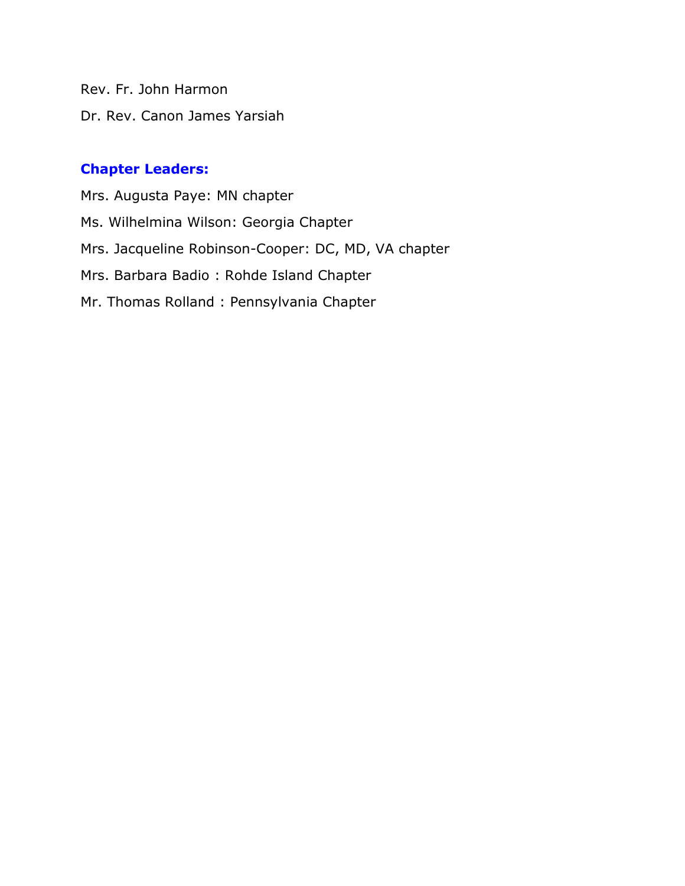Rev. Fr. John Harmon

Dr. Rev. Canon James Yarsiah

## Chapter Leaders:

Mrs. Augusta Paye: MN chapter

Ms. Wilhelmina Wilson: Georgia Chapter

Mrs. Jacqueline Robinson-Cooper: DC, MD, VA chapter

Mrs. Barbara Badio : Rohde Island Chapter

Mr. Thomas Rolland : Pennsylvania Chapter